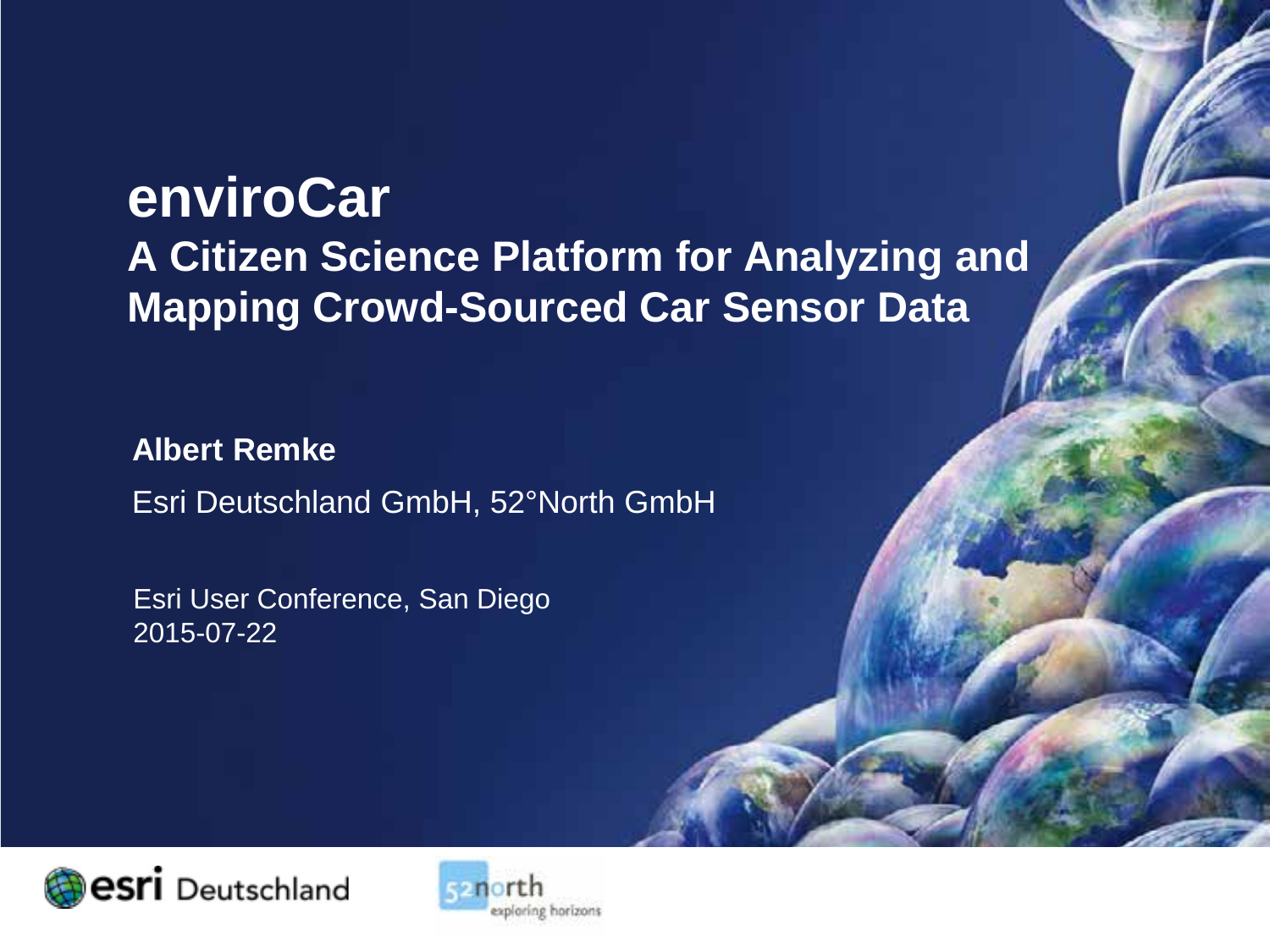# enviroCar

## A Citizen Science Platform for Analyzing and Mapping Crowd-Sourced Car Sensor Data

**Albert Remke**

Esri Deutschland GmbH, 52°North GmbH

Esri User Conference, San Diego
2015-07-22

esri Deutschland

52north exploring horizons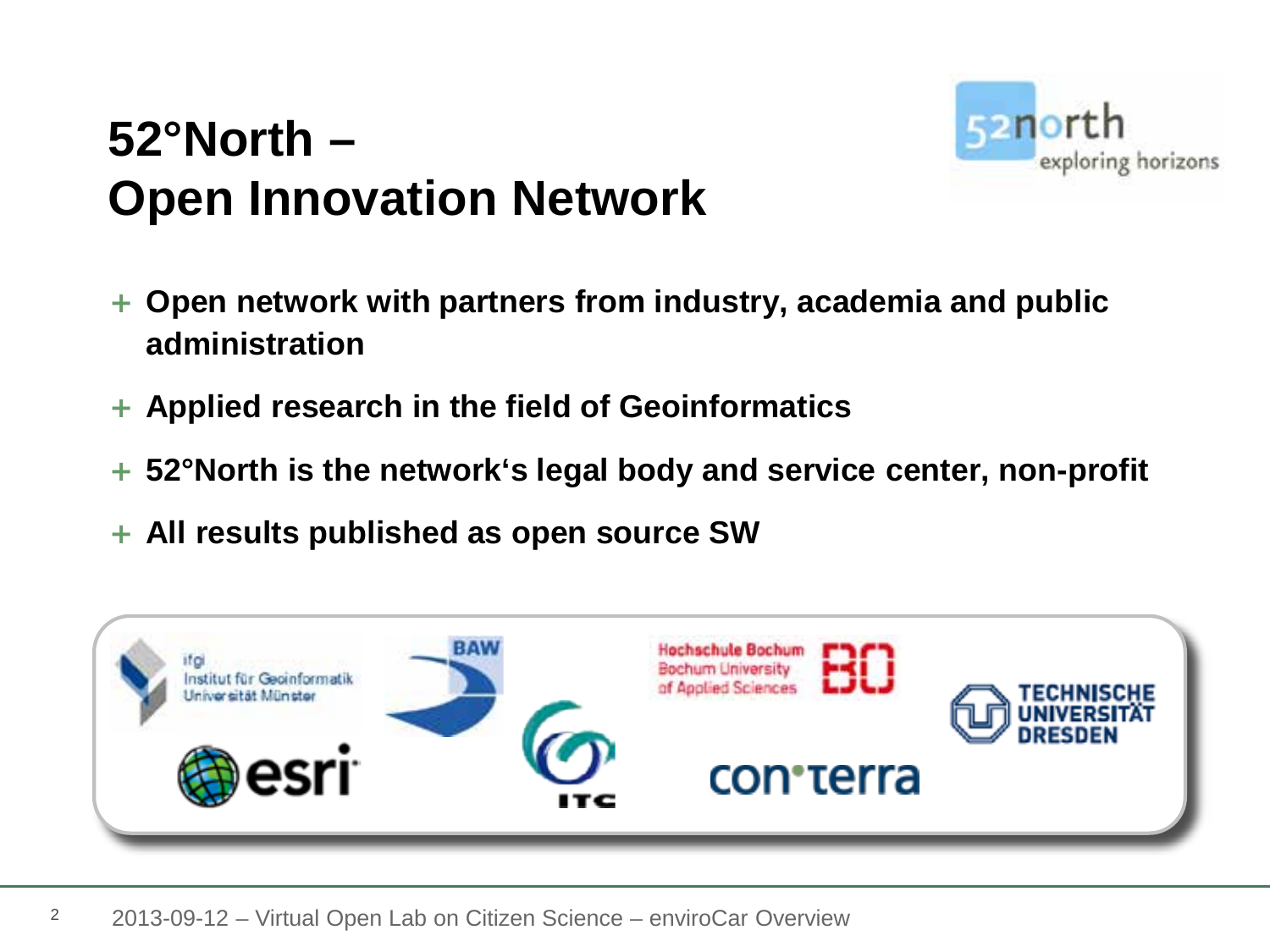# 52°North – Open Innovation Network

- **Open network with partners from industry, academia and public administration**
- **Applied research in the field of Geoinformatics**
- **52°North is the network's legal body and service center, non-profit**
- **All results published as open source SW**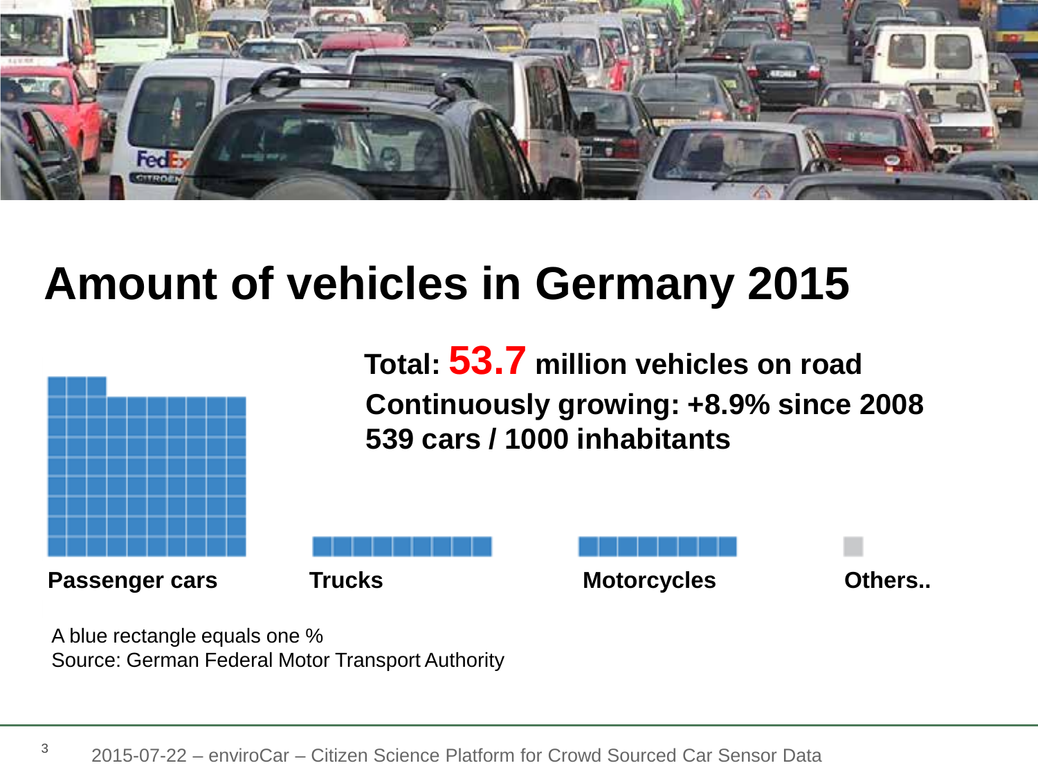# Amount of vehicles in Germany 2015

**Total: 53.7 million vehicles on road**

**Continuously growing: +8.9% since 2008**

**539 cars / 1000 inhabitants**

**Passenger cars** **Trucks** **Motorcycles** **Others..**

A blue rectangle equals one %

Source: German Federal Motor Transport Authority

2015-07-22 – enviroCar – Citizen Science Platform for Crowd Sourced Car Sensor Data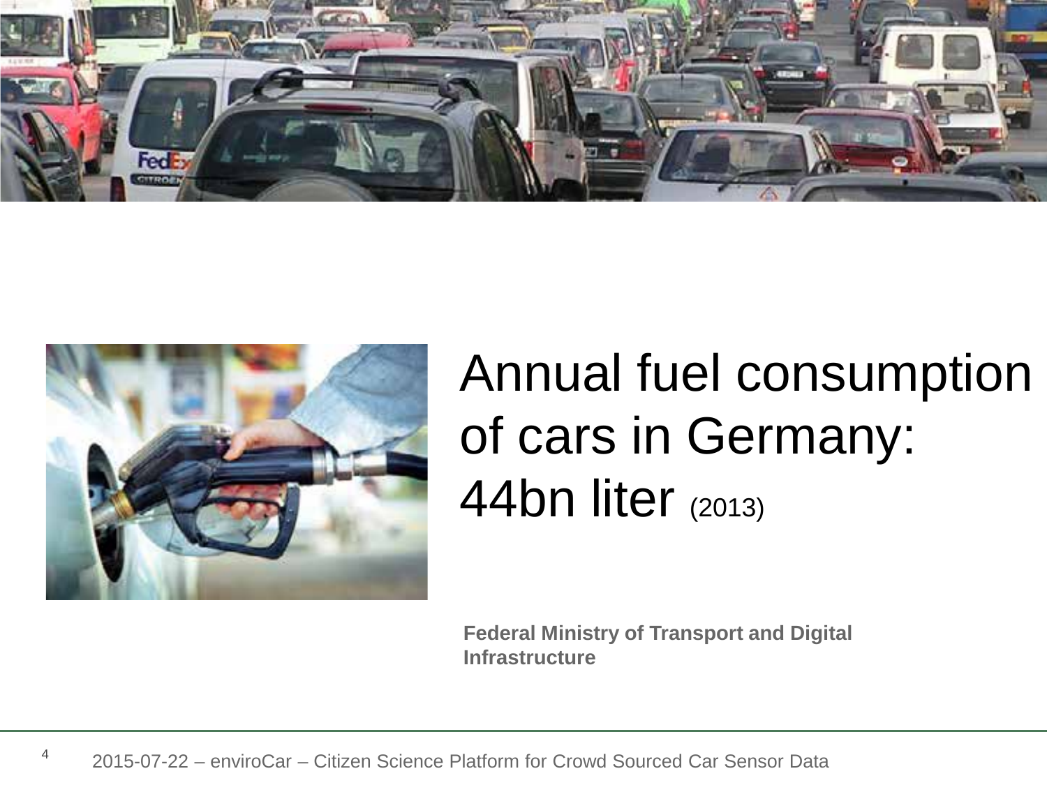# Annual fuel consumption of cars in Germany: 44bn liter (2013)

**Federal Ministry of Transport and Digital Infrastructure**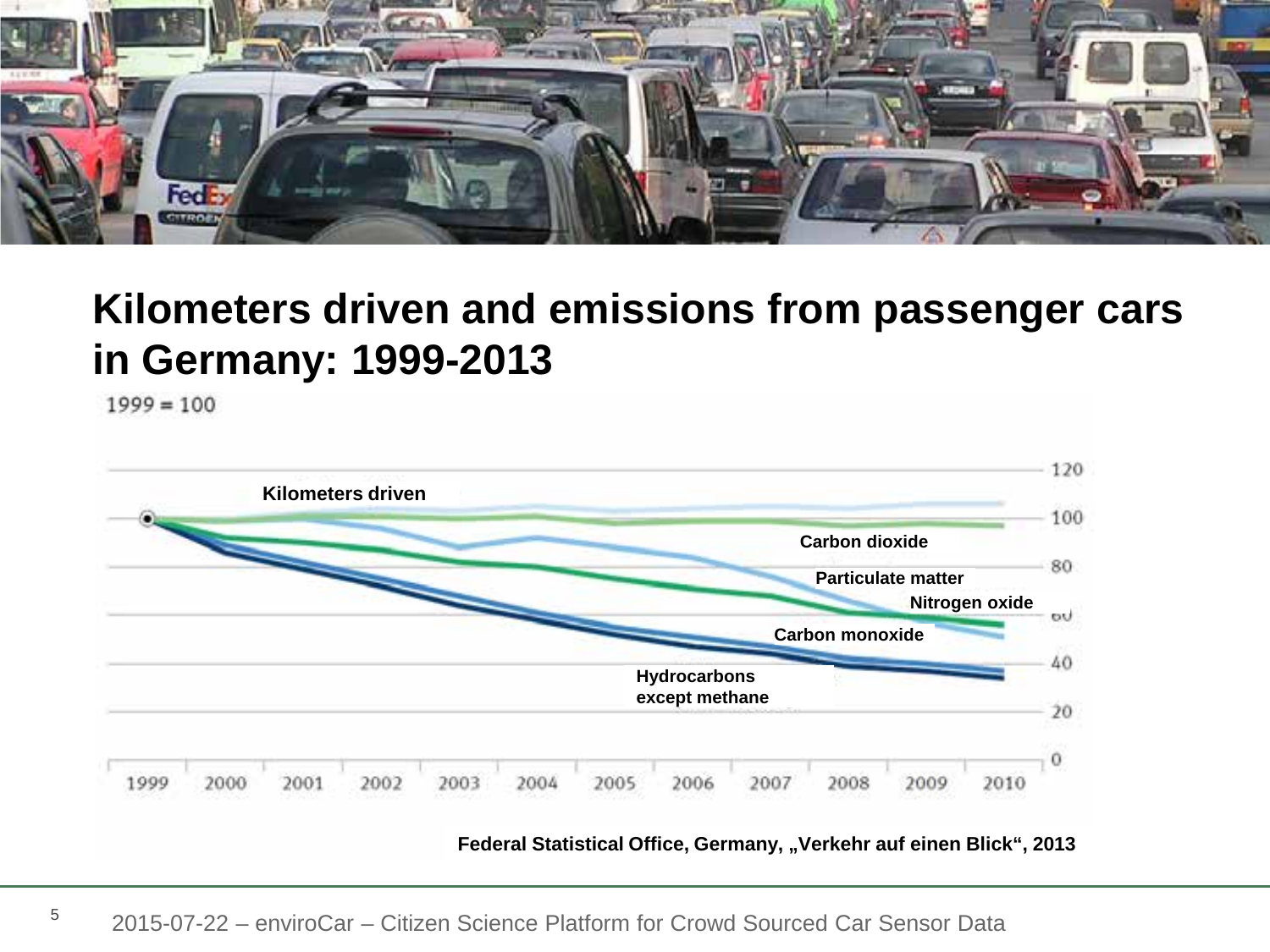# Kilometers driven and emissions from passenger cars in Germany: 1999-2013

1999 = 100

Kilometers driven

Carbon dioxide

Particulate matter

Nitrogen oxide

Carbon monoxide

Hydrocarbons except methane

120, 100, 80, 60, 40, 20, 0

1999, 2000, 2001, 2002, 2003, 2004, 2005, 2006, 2007, 2008, 2009, 2010

Federal Statistical Office, Germany, „Verkehr auf einen Blick“, 2013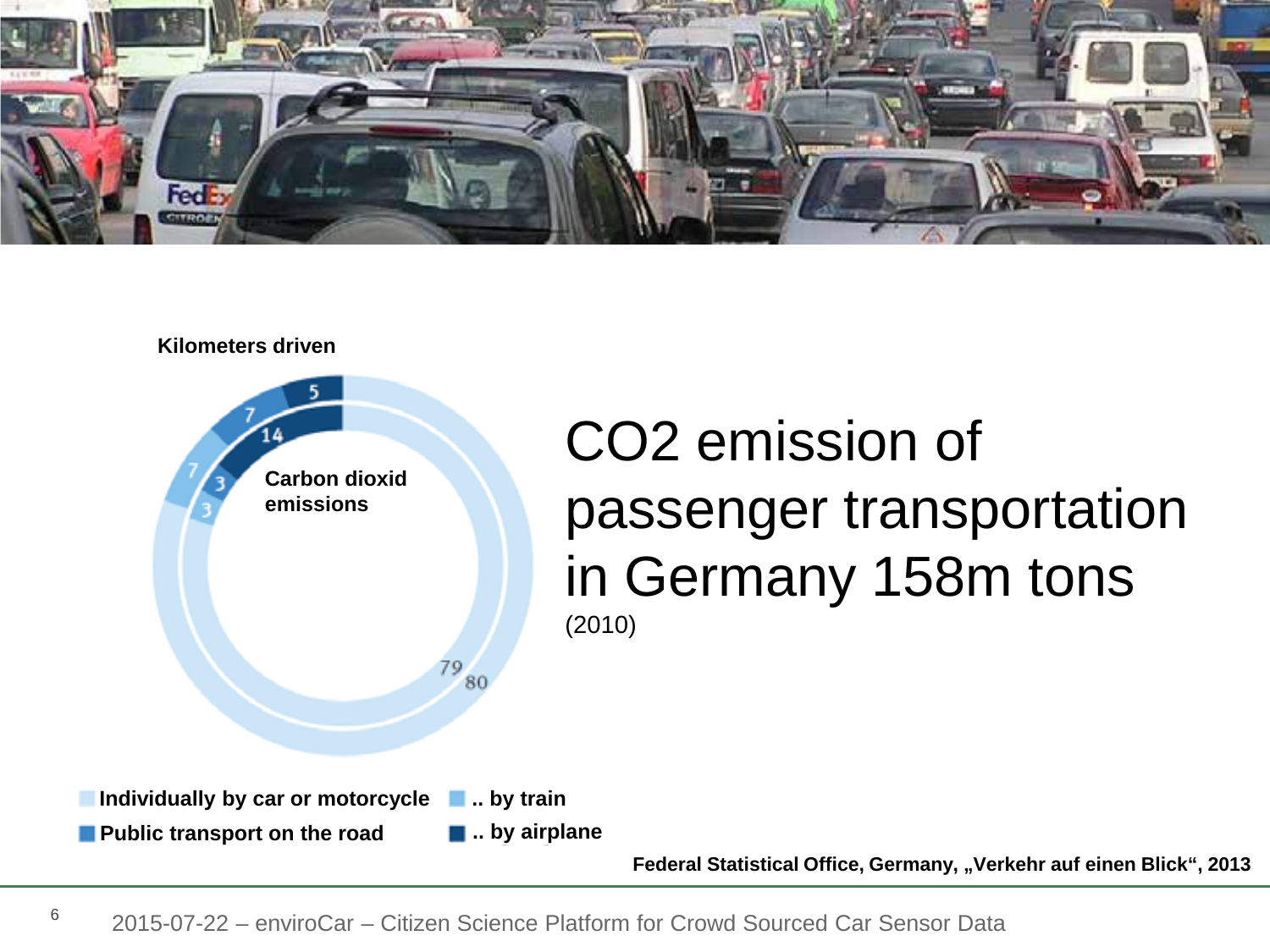# CO2 emission of passenger transportation in Germany 158m tons

(2010)

**Kilometers driven**

**Carbon dioxid emissions**

| | Kilometers driven | Carbon dioxid emissions |
|---|---|---|
| Individually by car or motorcycle | 80 | 79 |
| .. by train | 7 | 3 |
| Public transport on the road | 7 | 3 |
| .. by airplane | 5 | 14 |

**Federal Statistical Office, Germany, „Verkehr auf einen Blick“, 2013**

2015-07-22 – enviroCar – Citizen Science Platform for Crowd Sourced Car Sensor Data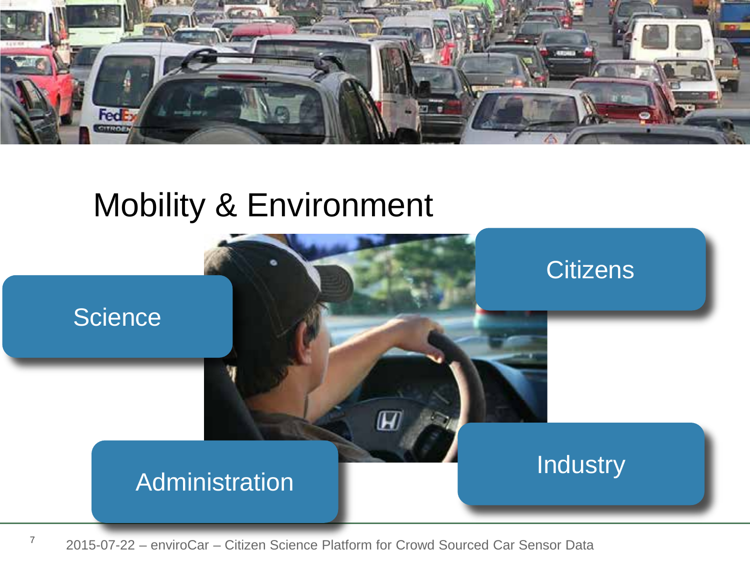# Mobility & Environment

- Science
- Citizens
- Administration
- Industry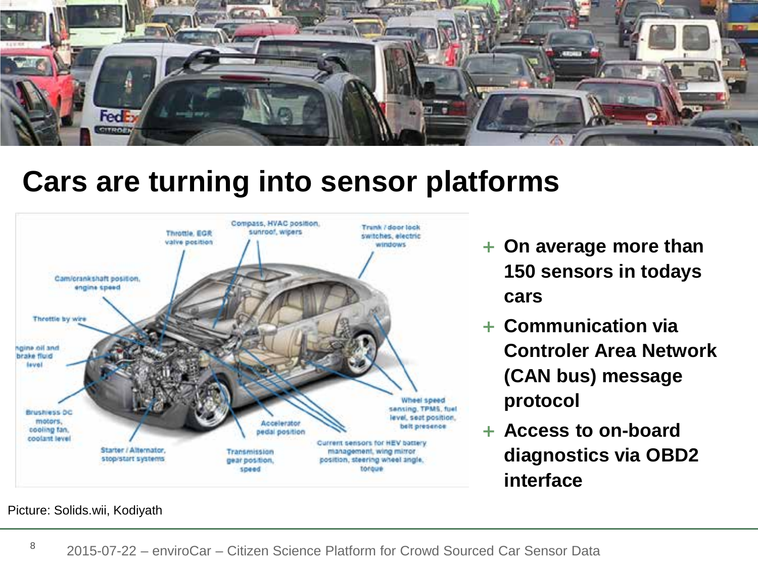# Cars are turning into sensor platforms

- **On average more than 150 sensors in todays cars**
- **Communication via Controler Area Network (CAN bus) message protocol**
- **Access to on-board diagnostics via OBD2 interface**

Picture: Solids.wii, Kodiyath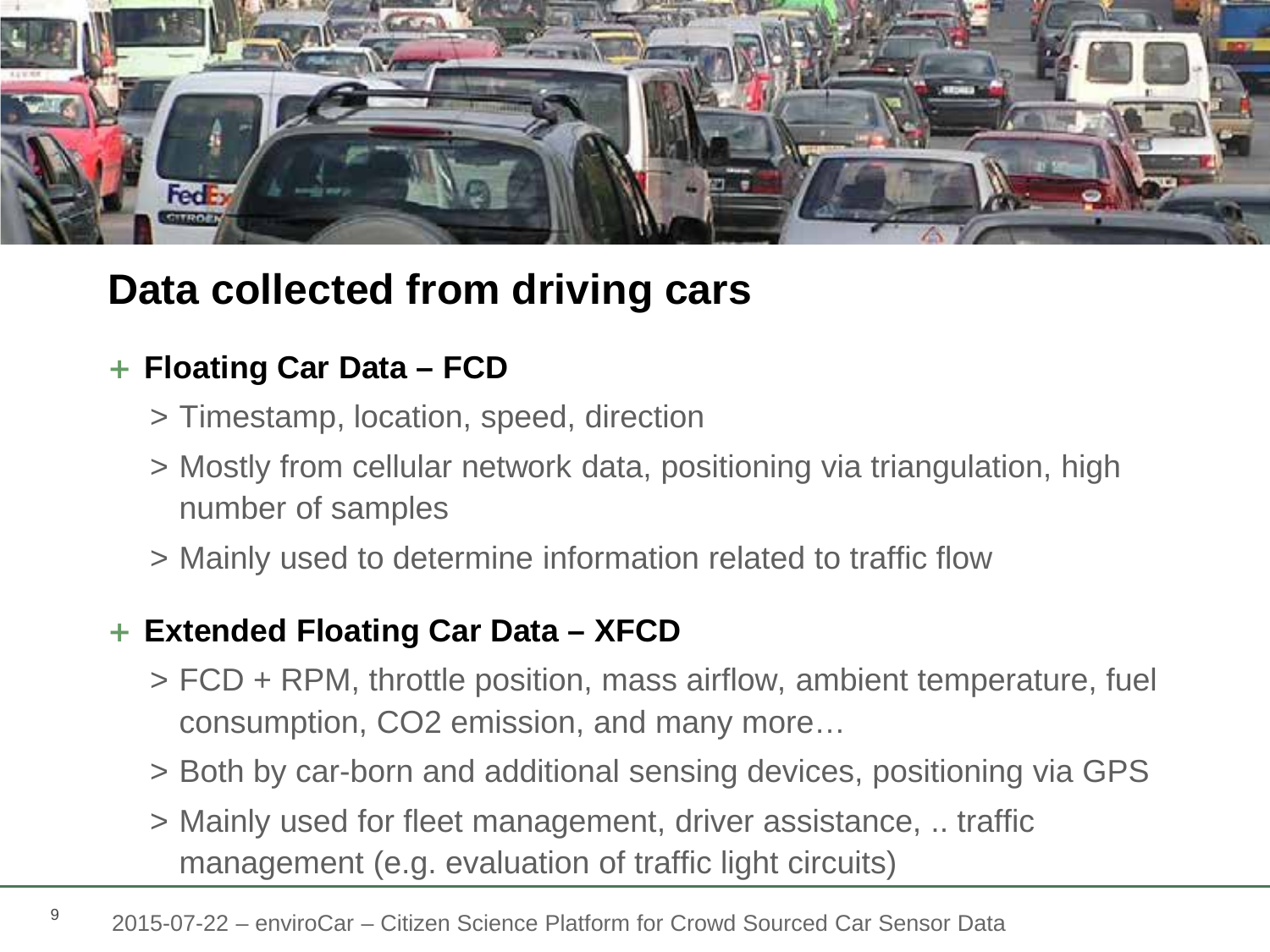# Data collected from driving cars

- **Floating Car Data – FCD**
  - Timestamp, location, speed, direction
  - Mostly from cellular network data, positioning via triangulation, high number of samples
  - Mainly used to determine information related to traffic flow

- **Extended Floating Car Data – XFCD**
  - FCD + RPM, throttle position, mass airflow, ambient temperature, fuel consumption, $CO_2$ emission, and many more…
  - Both by car-born and additional sensing devices, positioning via GPS
  - Mainly used for fleet management, driver assistance, .. traffic management (e.g. evaluation of traffic light circuits)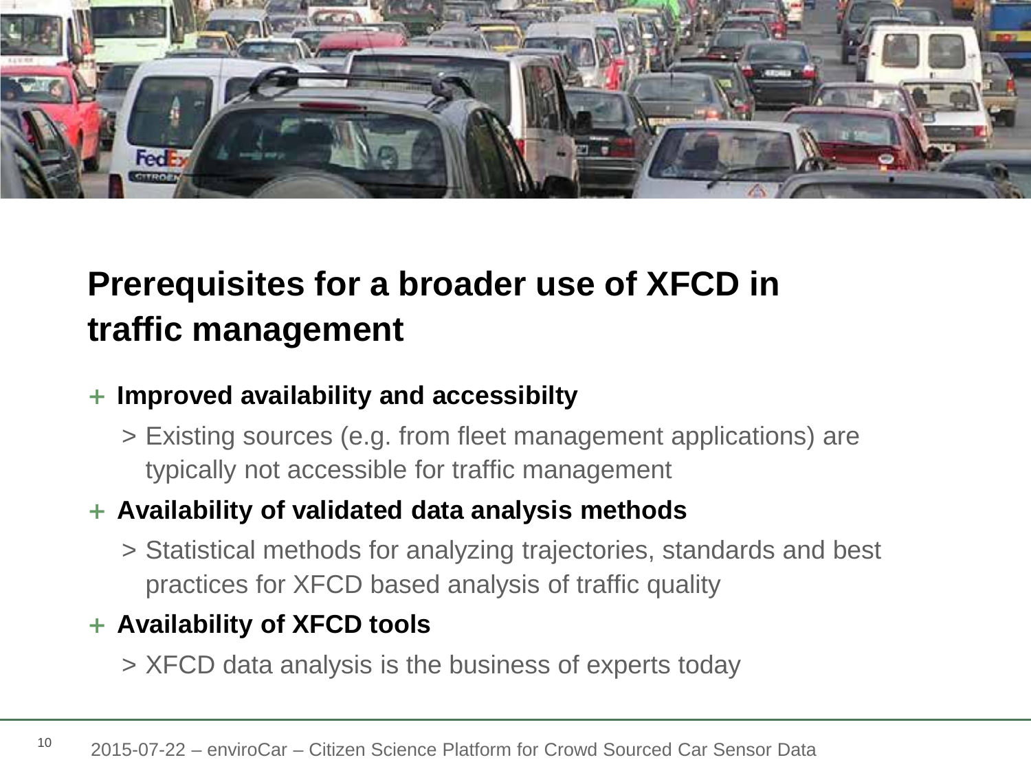# Prerequisites for a broader use of XFCD in traffic management

- **Improved availability and accessibilty**
  - Existing sources (e.g. from fleet management applications) are typically not accessible for traffic management
- **Availability of validated data analysis methods**
  - Statistical methods for analyzing trajectories, standards and best practices for XFCD based analysis of traffic quality
- **Availability of XFCD tools**
  - XFCD data analysis is the business of experts today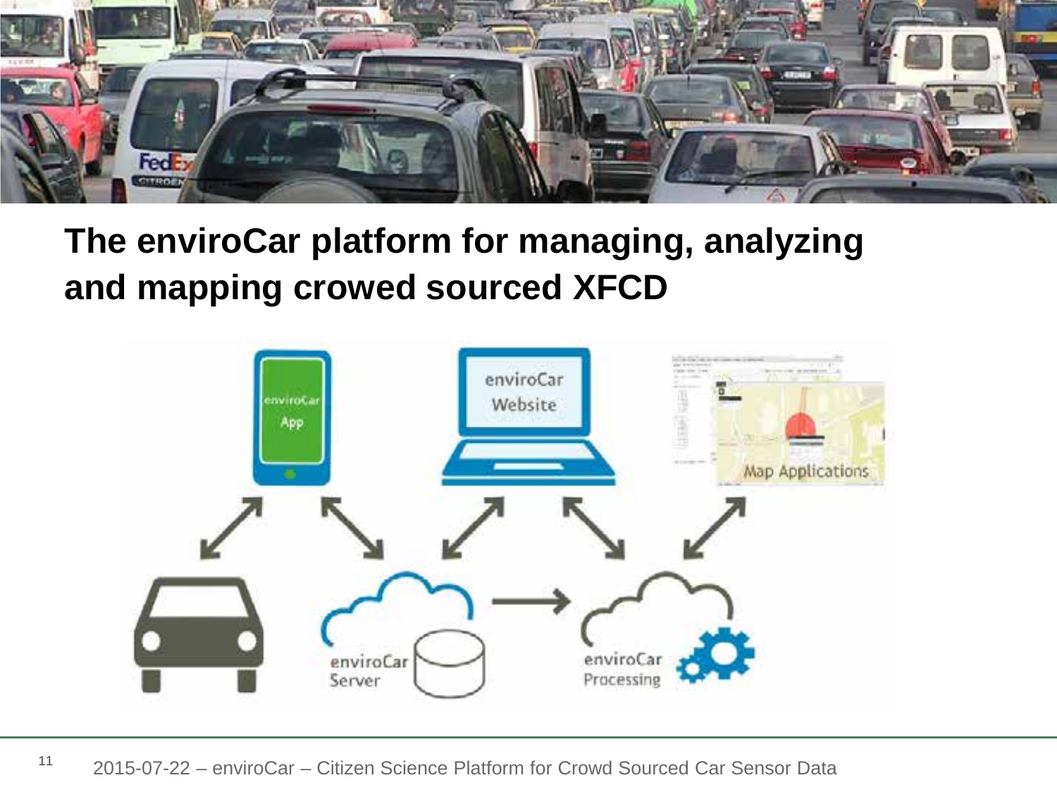# The enviroCar platform for managing, analyzing and mapping crowed sourced XFCD

enviroCar App

enviroCar Website

Map Applications

enviroCar Server

enviroCar Processing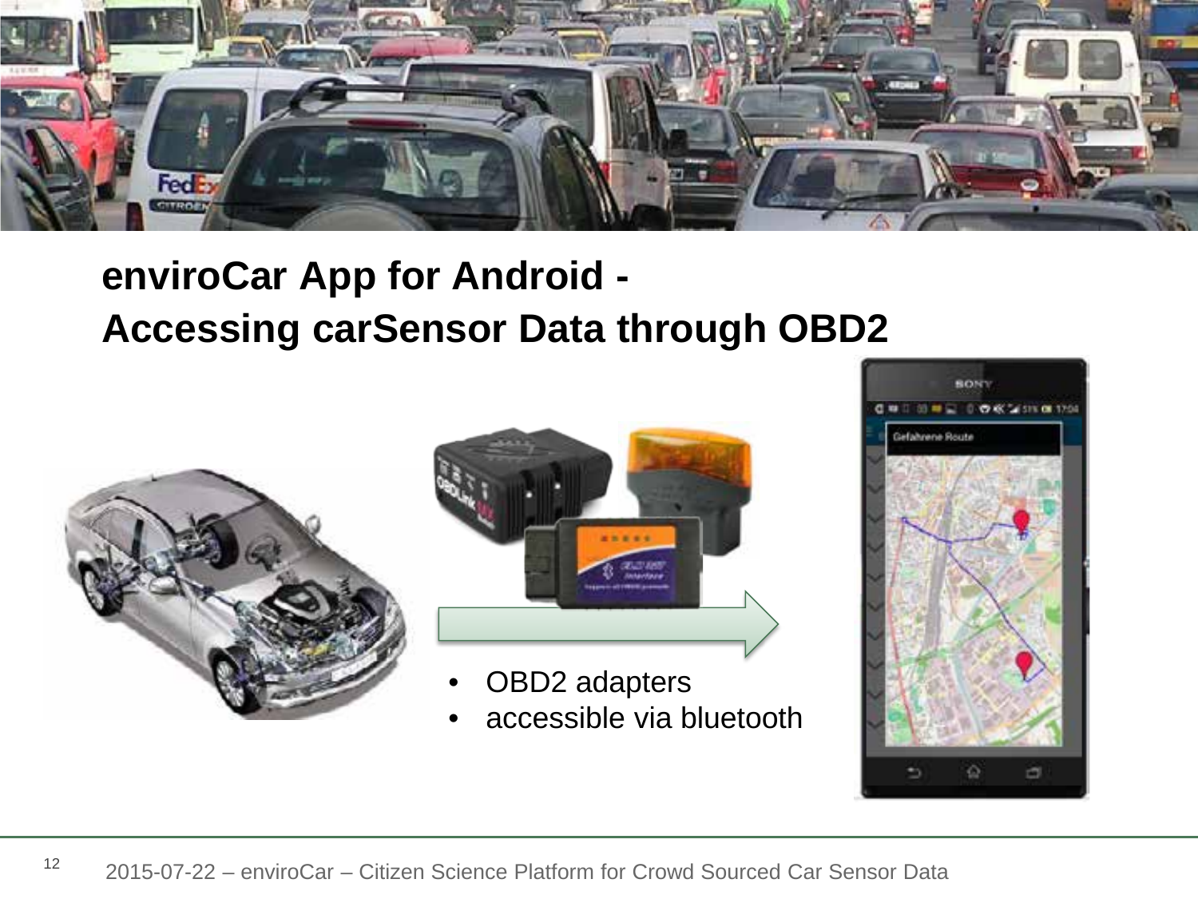## enviroCar App for Android - Accessing carSensor Data through OBD2

- OBD2 adapters
- accessible via bluetooth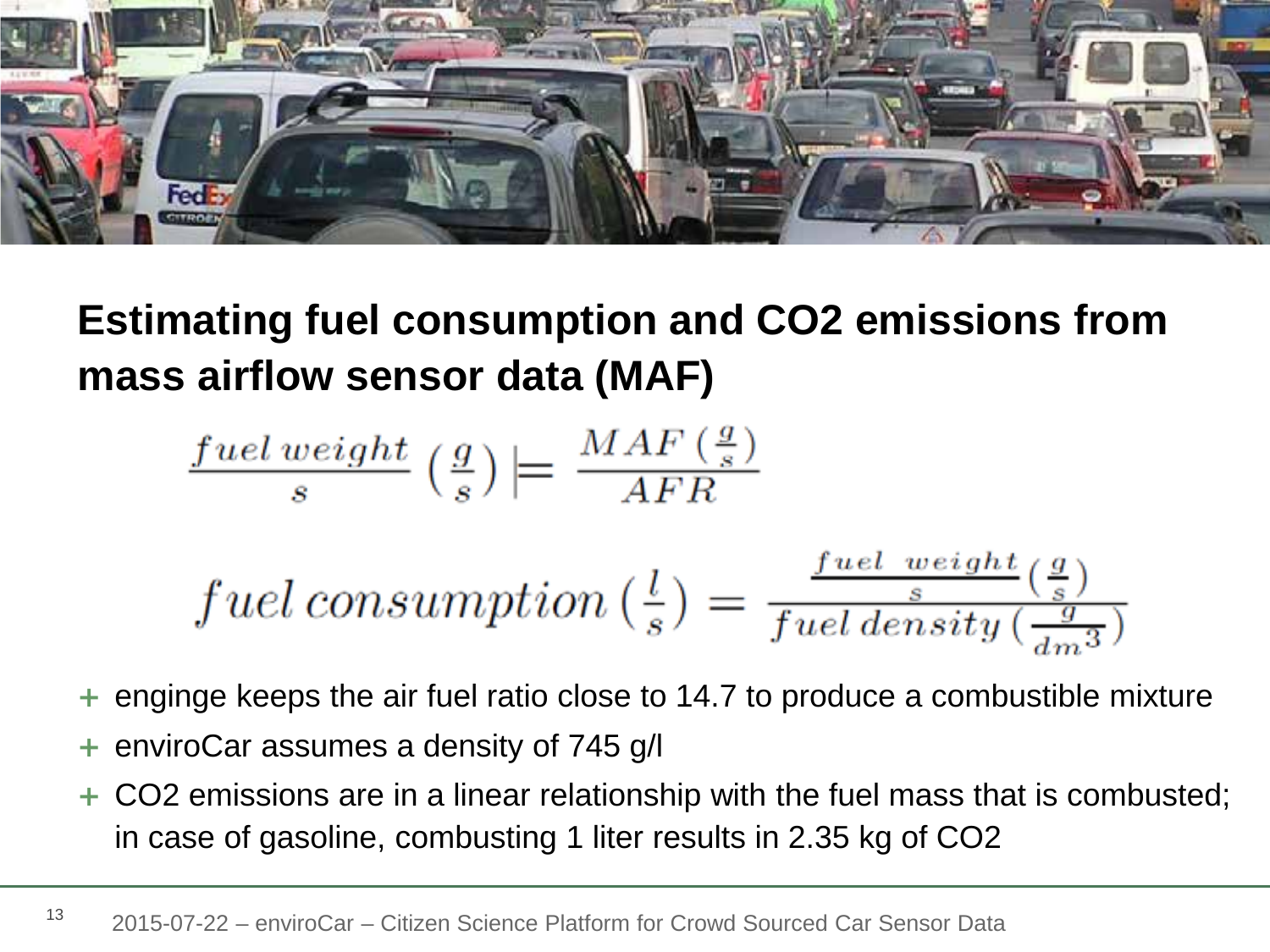## Estimating fuel consumption and CO2 emissions from mass airflow sensor data (MAF)

$$\frac{fuel\,weight}{s}\left(\frac{g}{s}\right) \models \frac{MAF\left(\frac{g}{s}\right)}{AFR}$$

$$fuel\,consumption\left(\frac{l}{s}\right) = \frac{\frac{fuel\;\;weight}{s}\left(\frac{g}{s}\right)}{fuel\,density\left(\frac{g}{dm^3}\right)}$$

- enginge keeps the air fuel ratio close to 14.7 to produce a combustible mixture
- enviroCar assumes a density of 745 g/l
- CO2 emissions are in a linear relationship with the fuel mass that is combusted; in case of gasoline, combusting 1 liter results in 2.35 kg of CO2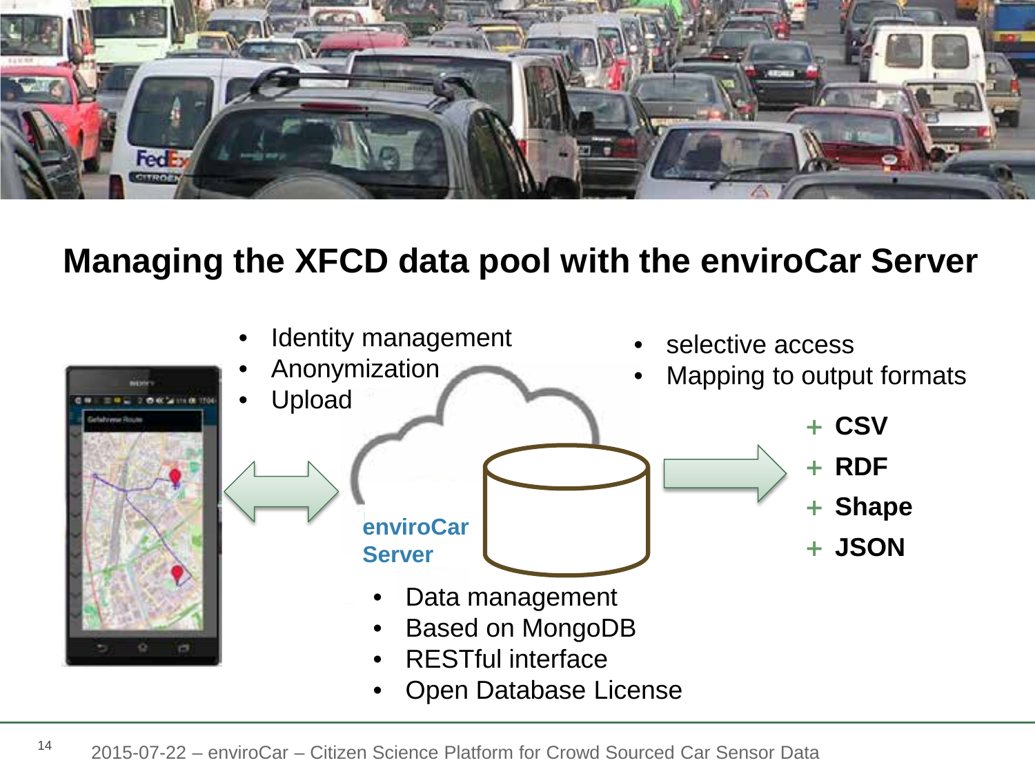# Managing the XFCD data pool with the enviroCar Server

- Identity management
- Anonymization
- Upload

- selective access
- Mapping to output formats

+ CSV
+ RDF
+ Shape
+ JSON

enviroCar Server

- Data management
- Based on MongoDB
- RESTful interface
- Open Database License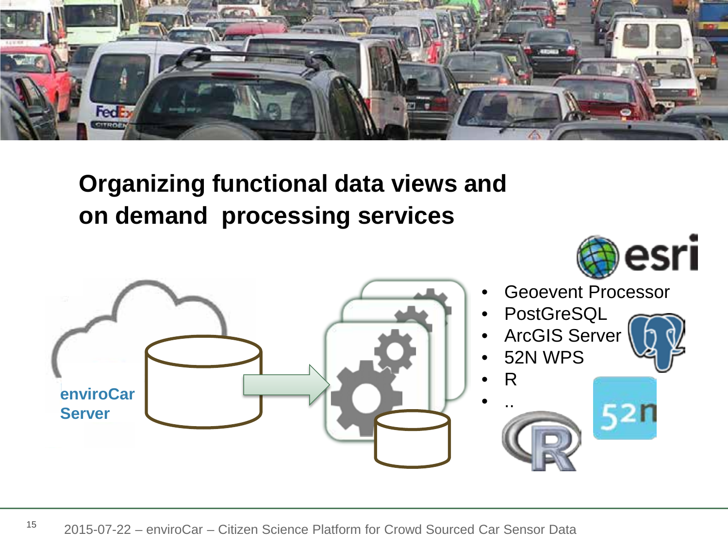# Organizing functional data views and on demand processing services

enviroCar Server

- Geoevent Processor
- PostGreSQL
- ArcGIS Server
- 52N WPS
- R
- ..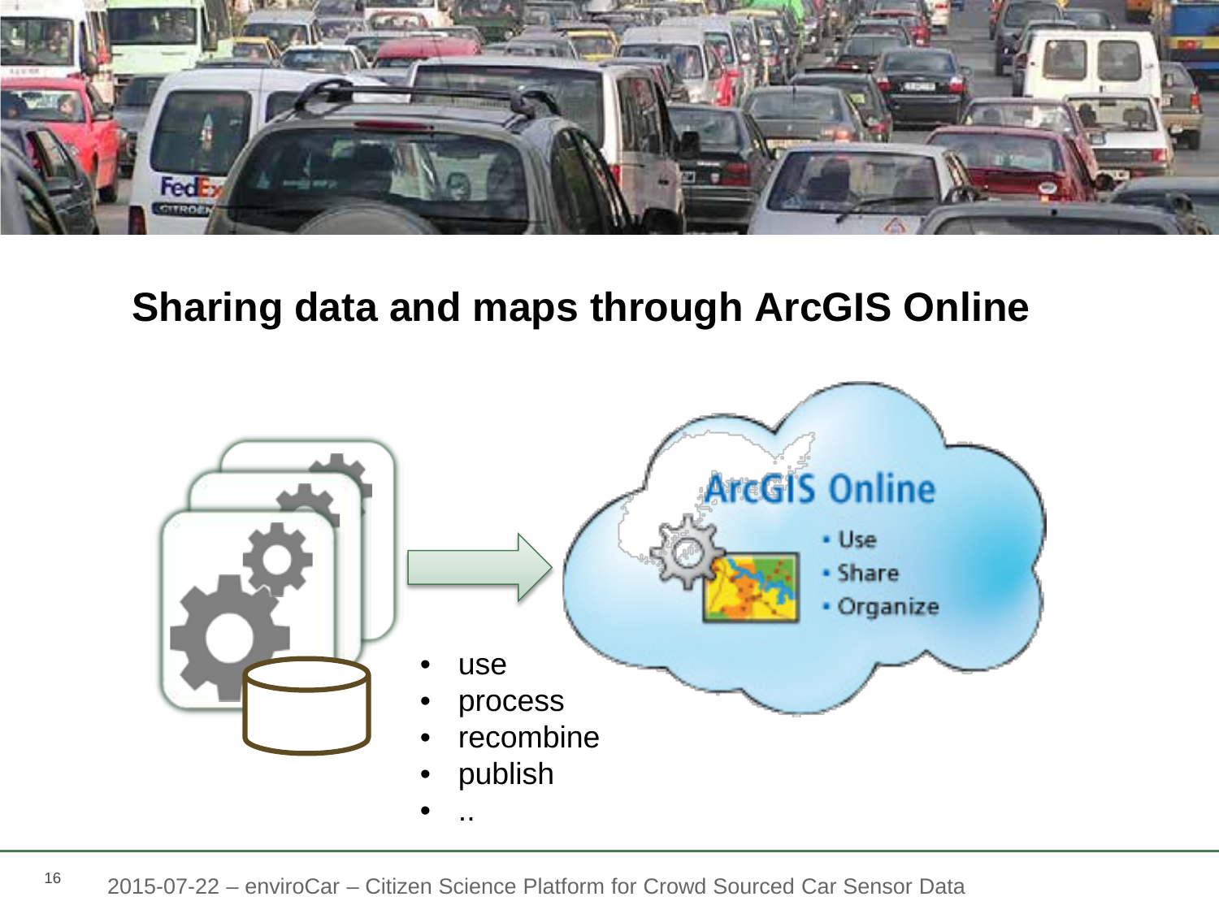## Sharing data and maps through ArcGIS Online

- use
- process
- recombine
- publish
- ..

ArcGIS Online

- Use
- Share
- Organize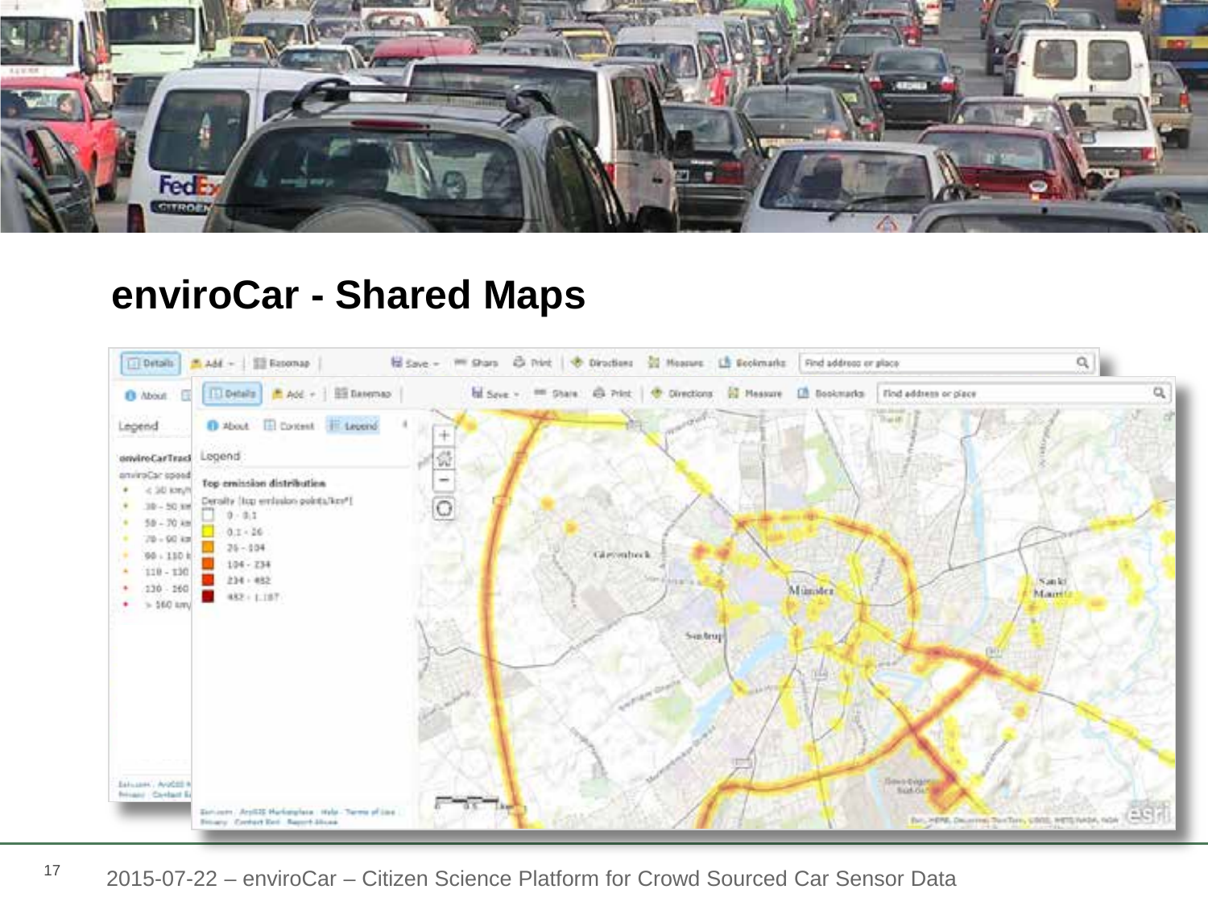# enviroCar - Shared Maps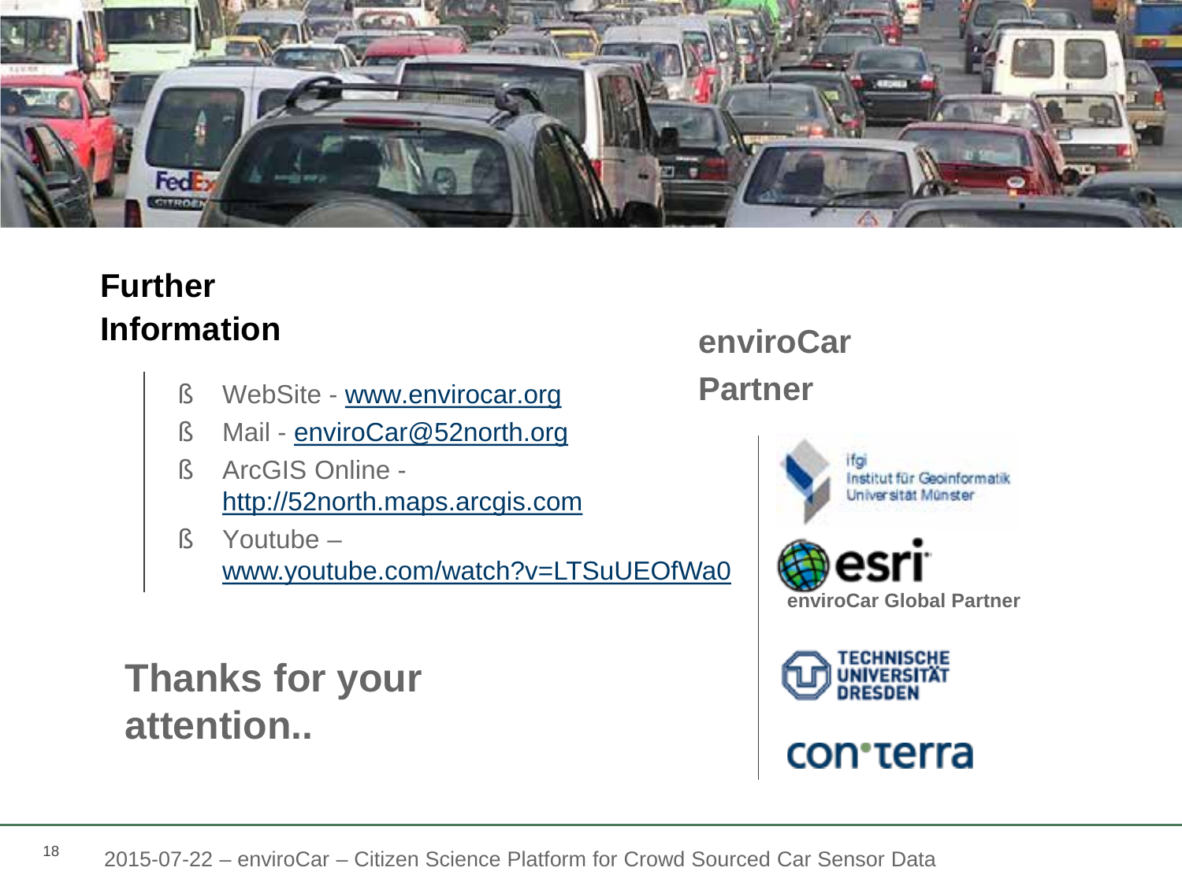## Further Information

- WebSite - www.envirocar.org
- Mail - enviroCar@52north.org
- ArcGIS Online - http://52north.maps.arcgis.com
- Youtube – www.youtube.com/watch?v=LTSuUEOfWa0

## Thanks for your attention..

## enviroCar Partner

ifgi Institut für Geoinformatik Universität Münster

esri

enviroCar Global Partner

TECHNISCHE UNIVERSITÄT DRESDEN

con•terra

2015-07-22 – enviroCar – Citizen Science Platform for Crowd Sourced Car Sensor Data